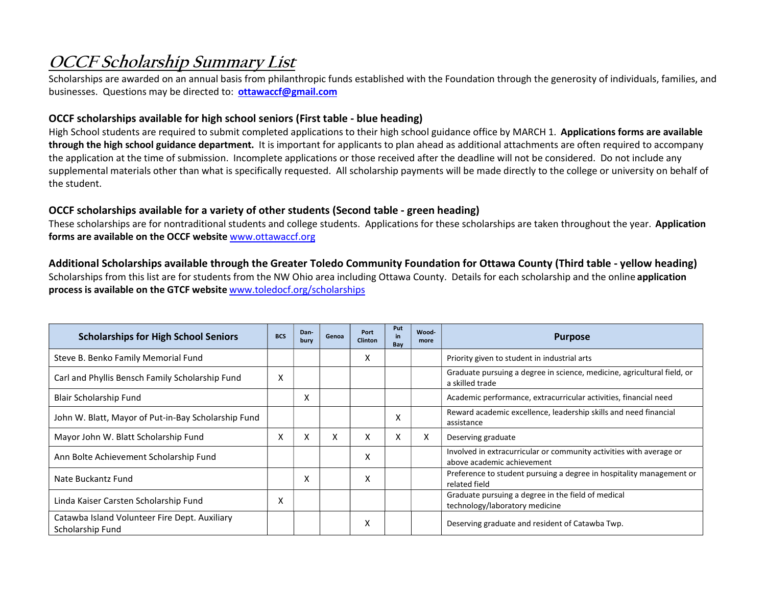# *OCCF Scholarship Summary List*

Scholarships are awarded on an annual basis from philanthropic funds established with the Foundation through the generosity of individuals, families, and businesses. Questions may be directed to: **ottawaccf@gmail.com**

### OCCF scholarships available for high school seniors (First table - blue heading)

High School students are required to submit completed applications to their high school guidance office by MARCH 1. **Applications forms are available through the high school guidance department.** It is important for applicants to plan ahead as additional attachments are often required to accompany the application at the time of submission. Incomplete applications or those received after the deadline will not be considered. Do not include any supplemental materials other than what is specifically requested. All scholarship payments will be made directly to the college or university on behalf of the student.

### OCCF scholarships available for a variety of other students (Second table - green heading)

These scholarships are for nontraditional students and college students. Applications for these scholarships are taken throughout the year. **Application forms are available on the OCCF website** www.ottawaccf.org

### Additional Scholarships available through the Greater Toledo Community Foundation for Ottawa County (Third table - yellow heading)

Scholarships from this list are for students from the NW Ohio area including Ottawa County. Details for each scholarship and the online **application process is available on the GTCF website** www.toledocf.org/scholarships

| Scholarships for High School Seniors | BCS | Dan-bury | Genoa | Port Clinton | Put in Bay | Wood-more | Purpose |
|---|---|---|---|---|---|---|---|
| Steve B. Benko Family Memorial Fund | | | | X | | | Priority given to student in industrial arts |
| Carl and Phyllis Bensch Family Scholarship Fund | X | | | | | | Graduate pursuing a degree in science, medicine, agricultural field, or a skilled trade |
| Blair Scholarship Fund | | X | | | | | Academic performance, extracurricular activities, financial need |
| John W. Blatt, Mayor of Put-in-Bay Scholarship Fund | | | | | X | | Reward academic excellence, leadership skills and need financial assistance |
| Mayor John W. Blatt Scholarship Fund | X | X | X | X | X | X | Deserving graduate |
| Ann Bolte Achievement Scholarship Fund | | | | X | | | Involved in extracurricular or community activities with average or above academic achievement |
| Nate Buckantz Fund | | X | | X | | | Preference to student pursuing a degree in hospitality management or related field |
| Linda Kaiser Carsten Scholarship Fund | X | | | | | | Graduate pursuing a degree in the field of medical technology/laboratory medicine |
| Catawba Island Volunteer Fire Dept. Auxiliary Scholarship Fund | | | | X | | | Deserving graduate and resident of Catawba Twp. |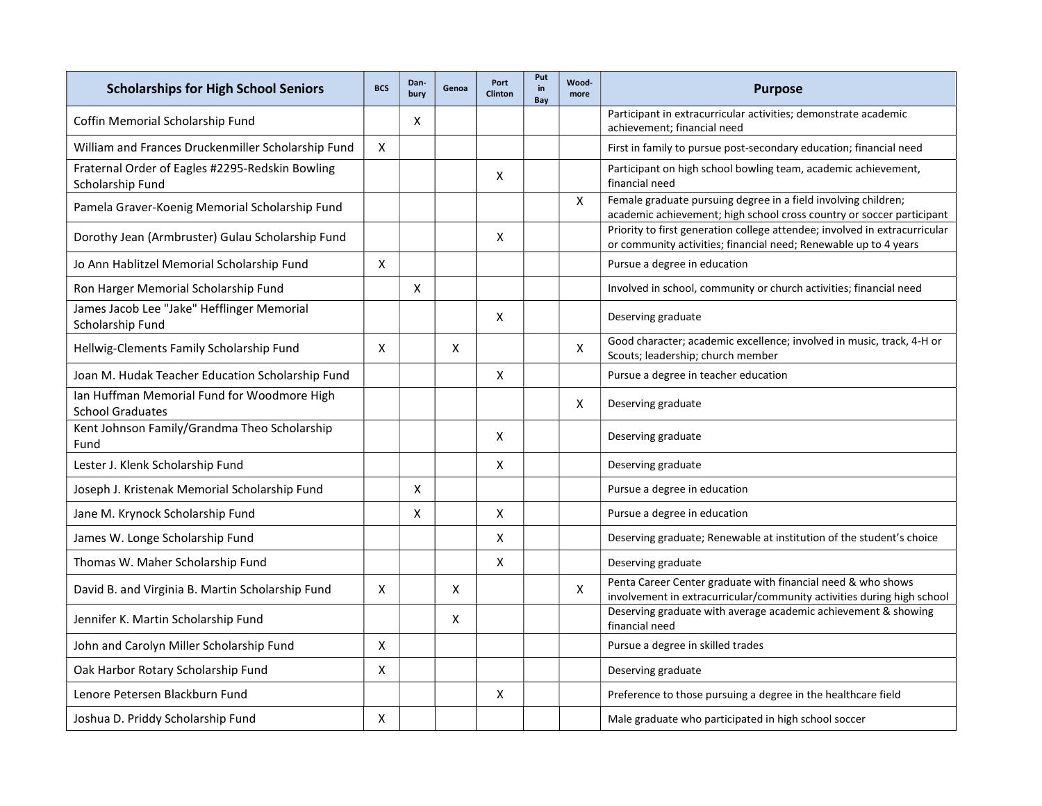| Scholarships for High School Seniors | BCS | Dan-bury | Genoa | Port Clinton | Put in Bay | Wood-more | Purpose |
|---|---|---|---|---|---|---|---|
| Coffin Memorial Scholarship Fund | | X | | | | | Participant in extracurricular activities; demonstrate academic achievement; financial need |
| William and Frances Druckenmiller Scholarship Fund | X | | | | | | First in family to pursue post-secondary education; financial need |
| Fraternal Order of Eagles #2295-Redskin Bowling Scholarship Fund | | | | X | | | Participant on high school bowling team, academic achievement, financial need |
| Pamela Graver-Koenig Memorial Scholarship Fund | | | | | | X | Female graduate pursuing degree in a field involving children; academic achievement; high school cross country or soccer participant |
| Dorothy Jean (Armbruster) Gulau Scholarship Fund | | | | X | | | Priority to first generation college attendee; involved in extracurricular or community activities; financial need; Renewable up to 4 years |
| Jo Ann Hablitzel Memorial Scholarship Fund | X | | | | | | Pursue a degree in education |
| Ron Harger Memorial Scholarship Fund | | X | | | | | Involved in school, community or church activities; financial need |
| James Jacob Lee "Jake" Hefflinger Memorial Scholarship Fund | | | | X | | | Deserving graduate |
| Hellwig-Clements Family Scholarship Fund | X | | X | | | X | Good character; academic excellence; involved in music, track, 4-H or Scouts; leadership; church member |
| Joan M. Hudak Teacher Education Scholarship Fund | | | | X | | | Pursue a degree in teacher education |
| Ian Huffman Memorial Fund for Woodmore High School Graduates | | | | | | X | Deserving graduate |
| Kent Johnson Family/Grandma Theo Scholarship Fund | | | | X | | | Deserving graduate |
| Lester J. Klenk Scholarship Fund | | | | X | | | Deserving graduate |
| Joseph J. Kristenak Memorial Scholarship Fund | | X | | | | | Pursue a degree in education |
| Jane M. Krynock Scholarship Fund | | X | | X | | | Pursue a degree in education |
| James W. Longe Scholarship Fund | | | | X | | | Deserving graduate; Renewable at institution of the student's choice |
| Thomas W. Maher Scholarship Fund | | | | X | | | Deserving graduate |
| David B. and Virginia B. Martin Scholarship Fund | X | | X | | | X | Penta Career Center graduate with financial need & who shows involvement in extracurricular/community activities during high school |
| Jennifer K. Martin Scholarship Fund | | | X | | | | Deserving graduate with average academic achievement & showing financial need |
| John and Carolyn Miller Scholarship Fund | X | | | | | | Pursue a degree in skilled trades |
| Oak Harbor Rotary Scholarship Fund | X | | | | | | Deserving graduate |
| Lenore Petersen Blackburn Fund | | | | X | | | Preference to those pursuing a degree in the healthcare field |
| Joshua D. Priddy Scholarship Fund | X | | | | | | Male graduate who participated in high school soccer |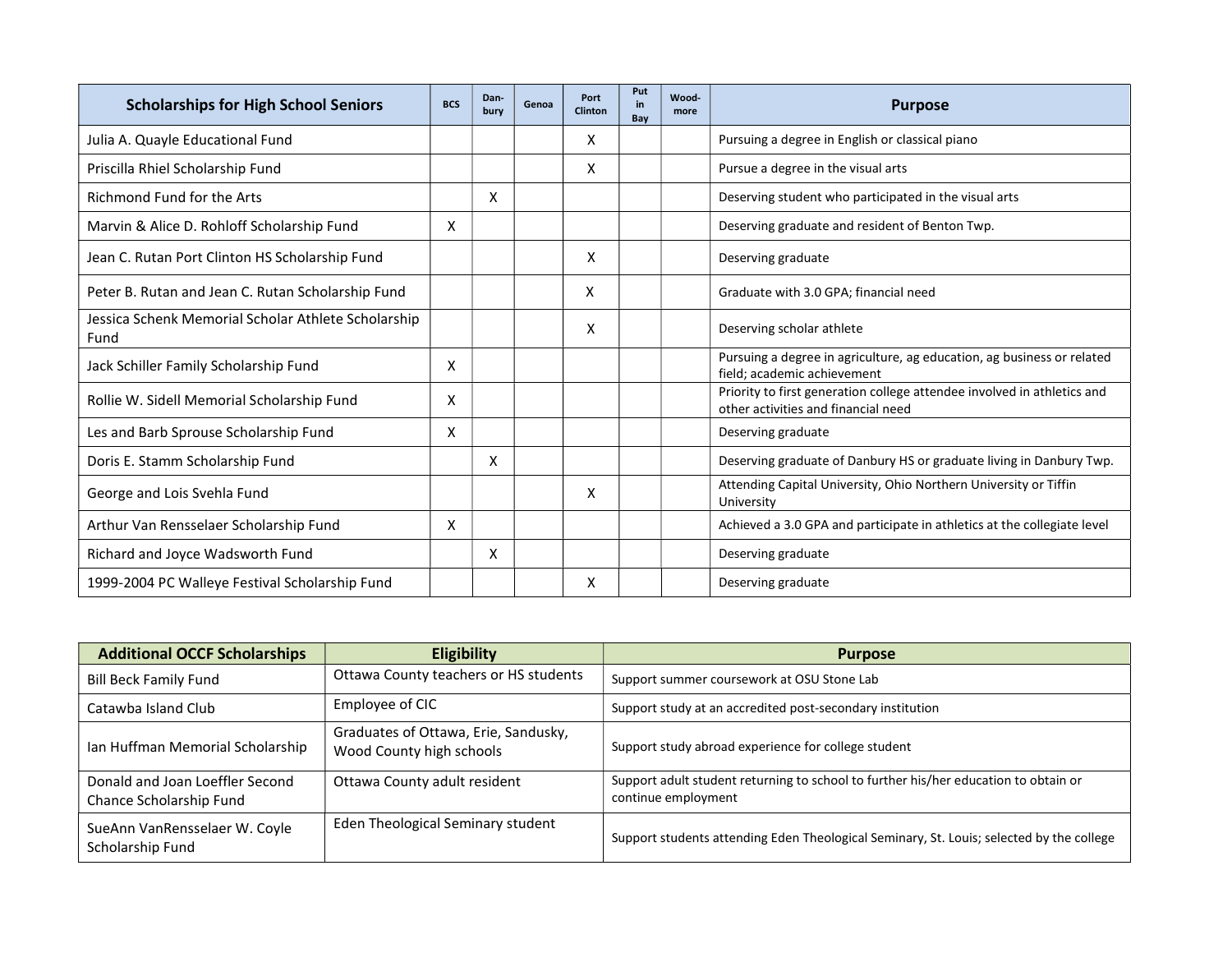| Scholarships for High School Seniors | BCS | Dan-bury | Genoa | Port Clinton | Put in Bay | Wood-more | Purpose |
|---|---|---|---|---|---|---|---|
| Julia A. Quayle Educational Fund | | | | X | | | Pursuing a degree in English or classical piano |
| Priscilla Rhiel Scholarship Fund | | | | X | | | Pursue a degree in the visual arts |
| Richmond Fund for the Arts | | X | | | | | Deserving student who participated in the visual arts |
| Marvin & Alice D. Rohloff Scholarship Fund | X | | | | | | Deserving graduate and resident of Benton Twp. |
| Jean C. Rutan Port Clinton HS Scholarship Fund | | | | X | | | Deserving graduate |
| Peter B. Rutan and Jean C. Rutan Scholarship Fund | | | | X | | | Graduate with 3.0 GPA; financial need |
| Jessica Schenk Memorial Scholar Athlete Scholarship Fund | | | | X | | | Deserving scholar athlete |
| Jack Schiller Family Scholarship Fund | X | | | | | | Pursuing a degree in agriculture, ag education, ag business or related field; academic achievement |
| Rollie W. Sidell Memorial Scholarship Fund | X | | | | | | Priority to first generation college attendee involved in athletics and other activities and financial need |
| Les and Barb Sprouse Scholarship Fund | X | | | | | | Deserving graduate |
| Doris E. Stamm Scholarship Fund | | X | | | | | Deserving graduate of Danbury HS or graduate living in Danbury Twp. |
| George and Lois Svehla Fund | | | | X | | | Attending Capital University, Ohio Northern University or Tiffin University |
| Arthur Van Rensselaer Scholarship Fund | X | | | | | | Achieved a 3.0 GPA and participate in athletics at the collegiate level |
| Richard and Joyce Wadsworth Fund | | X | | | | | Deserving graduate |
| 1999-2004 PC Walleye Festival Scholarship Fund | | | | X | | | Deserving graduate |

| Additional OCCF Scholarships | Eligibility | Purpose |
|---|---|---|
| Bill Beck Family Fund | Ottawa County teachers or HS students | Support summer coursework at OSU Stone Lab |
| Catawba Island Club | Employee of CIC | Support study at an accredited post-secondary institution |
| Ian Huffman Memorial Scholarship | Graduates of Ottawa, Erie, Sandusky, Wood County high schools | Support study abroad experience for college student |
| Donald and Joan Loeffler Second Chance Scholarship Fund | Ottawa County adult resident | Support adult student returning to school to further his/her education to obtain or continue employment |
| SueAnn VanRensselaer W. Coyle Scholarship Fund | Eden Theological Seminary student | Support students attending Eden Theological Seminary, St. Louis; selected by the college |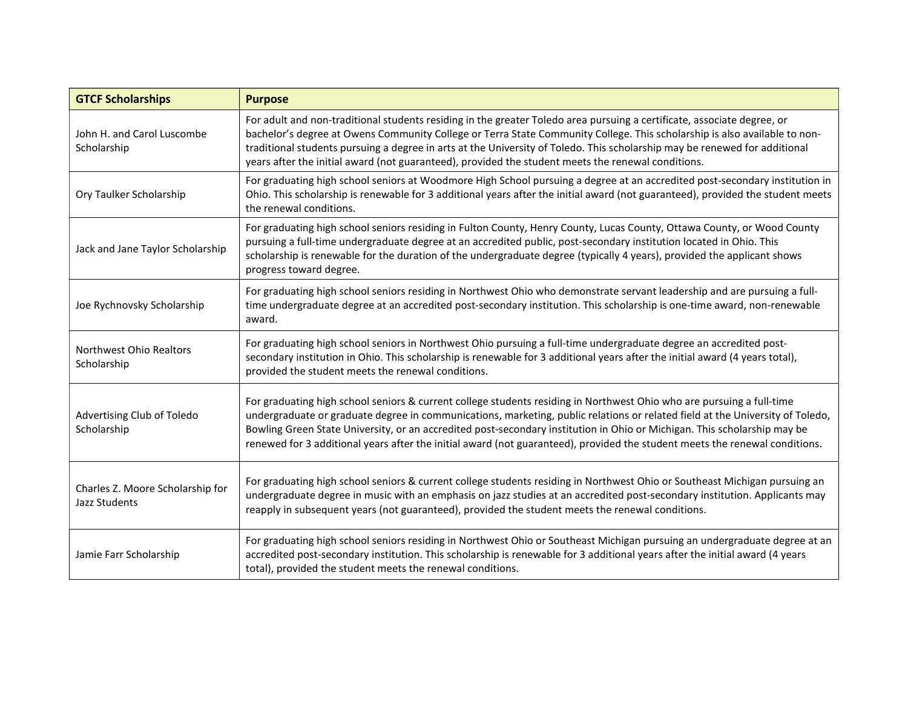| GTCF Scholarships | Purpose |
|---|---|
| John H. and Carol Luscombe Scholarship | For adult and non-traditional students residing in the greater Toledo area pursuing a certificate, associate degree, or bachelor's degree at Owens Community College or Terra State Community College. This scholarship is also available to non-traditional students pursuing a degree in arts at the University of Toledo. This scholarship may be renewed for additional years after the initial award (not guaranteed), provided the student meets the renewal conditions. |
| Ory Taulker Scholarship | For graduating high school seniors at Woodmore High School pursuing a degree at an accredited post-secondary institution in Ohio. This scholarship is renewable for 3 additional years after the initial award (not guaranteed), provided the student meets the renewal conditions. |
| Jack and Jane Taylor Scholarship | For graduating high school seniors residing in Fulton County, Henry County, Lucas County, Ottawa County, or Wood County pursuing a full-time undergraduate degree at an accredited public, post-secondary institution located in Ohio. This scholarship is renewable for the duration of the undergraduate degree (typically 4 years), provided the applicant shows progress toward degree. |
| Joe Rychnovsky Scholarship | For graduating high school seniors residing in Northwest Ohio who demonstrate servant leadership and are pursuing a full-time undergraduate degree at an accredited post-secondary institution. This scholarship is one-time award, non-renewable award. |
| Northwest Ohio Realtors Scholarship | For graduating high school seniors in Northwest Ohio pursuing a full-time undergraduate degree an accredited post-secondary institution in Ohio. This scholarship is renewable for 3 additional years after the initial award (4 years total), provided the student meets the renewal conditions. |
| Advertising Club of Toledo Scholarship | For graduating high school seniors & current college students residing in Northwest Ohio who are pursuing a full-time undergraduate or graduate degree in communications, marketing, public relations or related field at the University of Toledo, Bowling Green State University, or an accredited post-secondary institution in Ohio or Michigan. This scholarship may be renewed for 3 additional years after the initial award (not guaranteed), provided the student meets the renewal conditions. |
| Charles Z. Moore Scholarship for Jazz Students | For graduating high school seniors & current college students residing in Northwest Ohio or Southeast Michigan pursuing an undergraduate degree in music with an emphasis on jazz studies at an accredited post-secondary institution. Applicants may reapply in subsequent years (not guaranteed), provided the student meets the renewal conditions. |
| Jamie Farr Scholarship | For graduating high school seniors residing in Northwest Ohio or Southeast Michigan pursuing an undergraduate degree at an accredited post-secondary institution. This scholarship is renewable for 3 additional years after the initial award (4 years total), provided the student meets the renewal conditions. |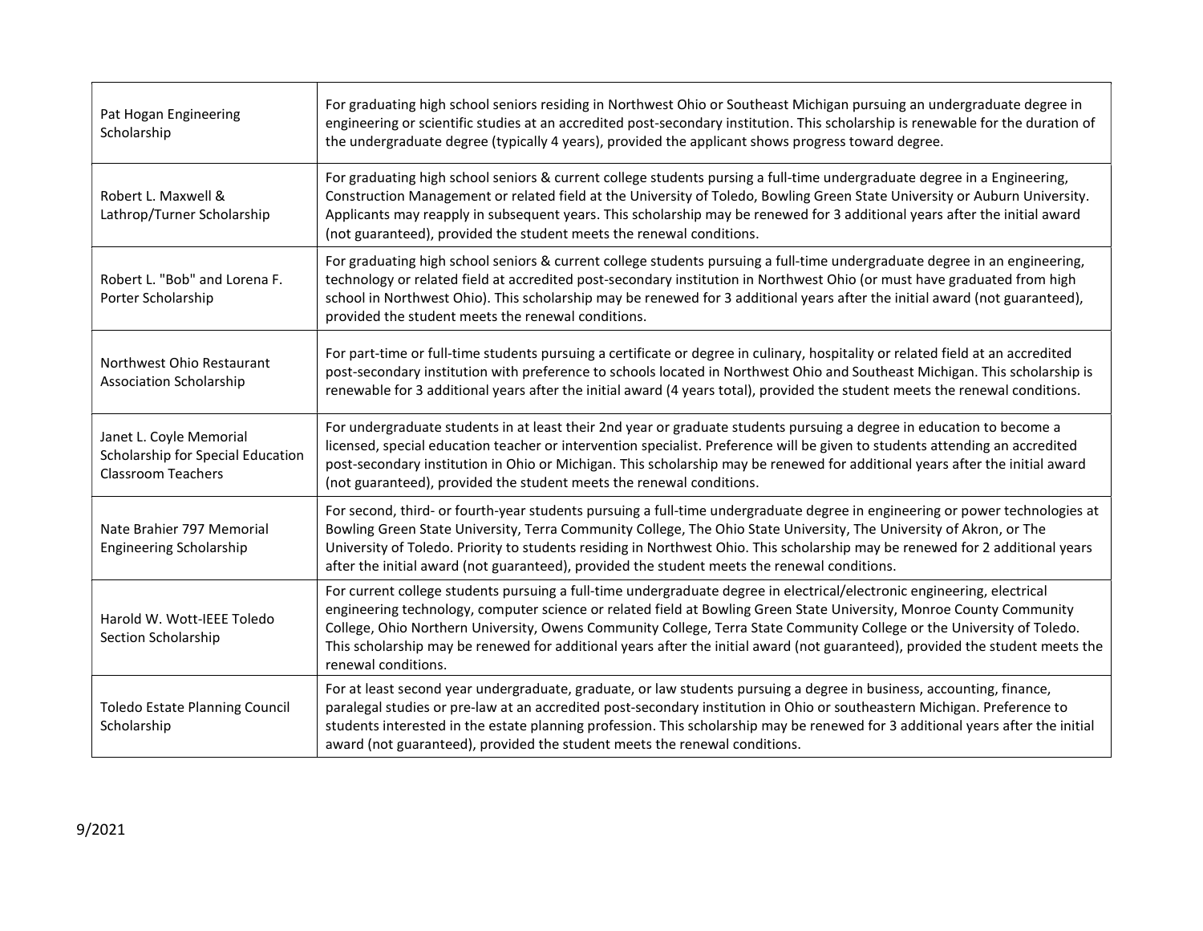| | |
|---|---|
| Pat Hogan Engineering Scholarship | For graduating high school seniors residing in Northwest Ohio or Southeast Michigan pursuing an undergraduate degree in engineering or scientific studies at an accredited post-secondary institution. This scholarship is renewable for the duration of the undergraduate degree (typically 4 years), provided the applicant shows progress toward degree. |
| Robert L. Maxwell & Lathrop/Turner Scholarship | For graduating high school seniors & current college students pursing a full-time undergraduate degree in a Engineering, Construction Management or related field at the University of Toledo, Bowling Green State University or Auburn University. Applicants may reapply in subsequent years. This scholarship may be renewed for 3 additional years after the initial award (not guaranteed), provided the student meets the renewal conditions. |
| Robert L. "Bob" and Lorena F. Porter Scholarship | For graduating high school seniors & current college students pursuing a full-time undergraduate degree in an engineering, technology or related field at accredited post-secondary institution in Northwest Ohio (or must have graduated from high school in Northwest Ohio). This scholarship may be renewed for 3 additional years after the initial award (not guaranteed), provided the student meets the renewal conditions. |
| Northwest Ohio Restaurant Association Scholarship | For part-time or full-time students pursuing a certificate or degree in culinary, hospitality or related field at an accredited post-secondary institution with preference to schools located in Northwest Ohio and Southeast Michigan. This scholarship is renewable for 3 additional years after the initial award (4 years total), provided the student meets the renewal conditions. |
| Janet L. Coyle Memorial Scholarship for Special Education Classroom Teachers | For undergraduate students in at least their 2nd year or graduate students pursuing a degree in education to become a licensed, special education teacher or intervention specialist. Preference will be given to students attending an accredited post-secondary institution in Ohio or Michigan. This scholarship may be renewed for additional years after the initial award (not guaranteed), provided the student meets the renewal conditions. |
| Nate Brahier 797 Memorial Engineering Scholarship | For second, third- or fourth-year students pursuing a full-time undergraduate degree in engineering or power technologies at Bowling Green State University, Terra Community College, The Ohio State University, The University of Akron, or The University of Toledo. Priority to students residing in Northwest Ohio. This scholarship may be renewed for 2 additional years after the initial award (not guaranteed), provided the student meets the renewal conditions. |
| Harold W. Wott-IEEE Toledo Section Scholarship | For current college students pursuing a full-time undergraduate degree in electrical/electronic engineering, electrical engineering technology, computer science or related field at Bowling Green State University, Monroe County Community College, Ohio Northern University, Owens Community College, Terra State Community College or the University of Toledo. This scholarship may be renewed for additional years after the initial award (not guaranteed), provided the student meets the renewal conditions. |
| Toledo Estate Planning Council Scholarship | For at least second year undergraduate, graduate, or law students pursuing a degree in business, accounting, finance, paralegal studies or pre-law at an accredited post-secondary institution in Ohio or southeastern Michigan. Preference to students interested in the estate planning profession. This scholarship may be renewed for 3 additional years after the initial award (not guaranteed), provided the student meets the renewal conditions. |

9/2021